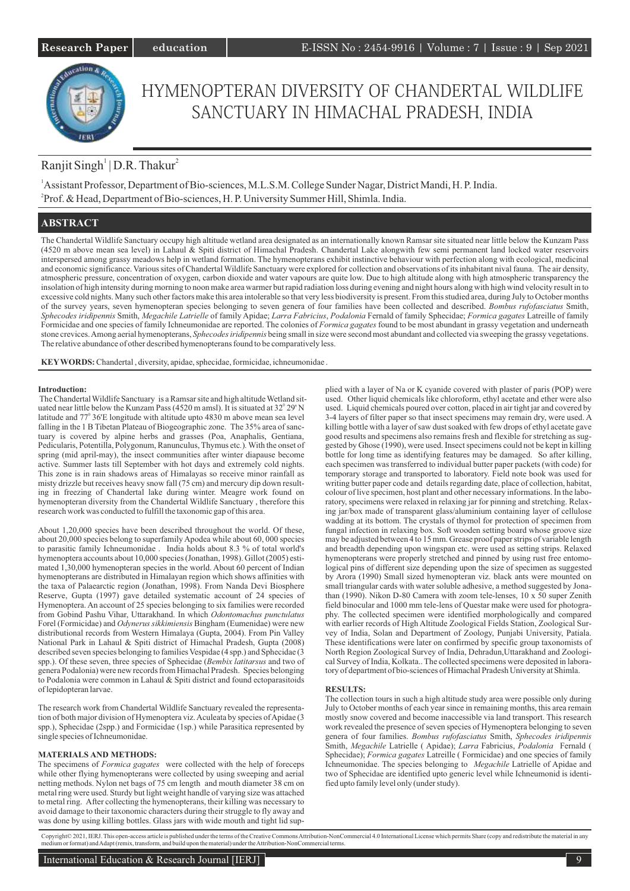# HYMENOPTERAN DIVERSITY OF CHANDERTAL WILDLIFE SANCTUARY IN HIMACHAL PRADESH, INDIA

Ranjit Singh[1] | D.R. Thakur[2]

[1] Assistant Professor, Department of Bio-sciences, M.L.S.M. College Sunder Nagar, District Mandi, H. P. India.
[2] Prof. & Head, Department of Bio-sciences, H. P. University Summer Hill, Shimla. India.

## ABSTRACT

The Chandertal Wildlife Sanctuary occupy high altitude wetland area designated as an internationally known Ramsar site situated near little below the Kunzam Pass (4520 m above mean sea level) in Lahaul & Spiti district of Himachal Pradesh. Chandertal Lake alongwith few semi permanent land locked water reservoirs interspersed among grassy meadows help in wetland formation. The hymenopterans exhibit instinctive behaviour with perfection along with ecological, medicinal and economic significance. Various sites of Chandertal Wildlife Sanctuary were explored for collection and observations of its inhabitant nival fauna. The air density, atmospheric pressure, concentration of oxygen, carbon dioxide and water vapours are quite low. Due to high altitude along with high atmospheric transparency the insolation of high intensity during morning to noon make area warmer but rapid radiation loss during evening and night hours along with high wind velocity result in to excessive cold nights. Many such other factors make this area intolerable so that very less biodiversity is present. From this studied area, during July to October months of the survey years, seven hymenopteran species belonging to seven genera of four families have been collected and described. *Bombus rufofasciatus* Smith, *Sphecodes iridipennis* Smith, *Megachile Latrielle* of family Apidae; *Larra Fabricius*, *Podalonia* Fernald of family Sphecidae; *Formica gagates* Latreille of family Formicidae and one species of family Ichneumonidae are reported. The colonies of *Formica gagates* found to be most abundant in grassy vegetation and underneath stone crevices. Among aerial hymenopterans, *Sphecodes iridipennis* being small in size were second most abundant and collected via sweeping the grassy vegetations. The relative abundance of other described hymenopterans found to be comparatively less.

**KEYWORDS:** Chandertal , diversity, apidae, sphecidae, formicidae, ichneumonidae .

### Introduction:

The Chandertal Wildlife Sanctuary is a Ramsar site and high altitude Wetland situated near little below the Kunzam Pass (4520 m amsl). It is situated at 32° 29' N latitude and 77° 36'E longitude with altitude upto 4830 m above mean sea level falling in the 1 B Tibetan Plateau of Biogeographic zone. The 35% area of sanctuary is covered by alpine herbs and grasses (Poa, Anaphalis, Gentiana, Pedicularis, Potentilla, Polygonum, Ranunculus, Thymus etc.). With the onset of spring (mid april-may), the insect communities after winter diapause become active. Summer lasts till September with hot days and extremely cold nights. This zone is in rain shadows areas of Himalayas so receive minor rainfall as misty drizzle but receives heavy snow fall (75 cm) and mercury dip down resulting in freezing of Chandertal lake during winter. Meagre work found on hymenopteran diversity from the Chandertal Wildlife Sanctuary , therefore this research work was conducted to fulfill the taxonomic gap of this area.

About 1,20,000 species have been described throughout the world. Of these, about 20,000 species belong to superfamily Apodea while about 60, 000 species to parasitic family Ichneumonidae . India holds about 8.3 % of total world's hymenoptera accounts about 10,000 species (Jonathan, 1998). Gillot (2005) estimated 1,30,000 hymenopteran species in the world. About 60 percent of Indian hymenopterans are distributed in Himalayan region which shows affinities with the taxa of Palaearctic region (Jonathan, 1998). From Nanda Devi Biosphere Reserve, Gupta (1997) gave detailed systematic account of 24 species of Hymenoptera. An account of 25 species belonging to six families were recorded from Gobind Pashu Vihar, Uttarakhand. In which *Odontomachus punctulatus* Forel (Formicidae) and *Odynerus sikkimiensis* Bingham (Eumenidae) were new distributional records from Western Himalaya (Gupta, 2004). From Pin Valley National Park in Lahaul & Spiti district of Himachal Pradesh, Gupta (2008) described seven species belonging to families Vespidae (4 spp.) and Sphecidae (3 spp.). Of these seven, three species of Sphecidae (*Bembix latitarsus* and two of genera Podalonia) were new records from Himachal Pradesh. Species belonging to Podalonia were common in Lahaul & Spiti district and found ectoparasitoids of lepidopteran larvae.

The research work from Chandertal Wildlife Sanctuary revealed the representation of both major division of Hymenoptera viz. Aculeata by species of Apidae (3 spp.), Sphecidae (2spp.) and Formicidae (1sp.) while Parasitica represented by single species of Ichneumonidae.

### MATERIALS AND METHODS:

The specimens of *Formica gagates* were collected with the help of forceps while other flying hymenopterans were collected by using sweeping and aerial netting methods. Nylon net bags of 75 cm length and mouth diameter 38 cm on metal ring were used. Sturdy but light weight handle of varying size was attached to metal ring. After collecting the hymenopterans, their killing was necessary to avoid damage to their taxonomic characters during their struggle to fly away and was done by using killing bottles. Glass jars with wide mouth and tight lid supplied with a layer of Na or K cyanide covered with plaster of paris (POP) were used. Other liquid chemicals like chloroform, ethyl acetate and ether were also used. Liquid chemicals poured over cotton, placed in air tight jar and covered by 3-4 layers of filter paper so that insect specimens may remain dry, were used. A killing bottle with a layer of saw dust soaked with few drops of ethyl acetate gave good results and specimens also remains fresh and flexible for stretching as suggested by Ghose (1990), were used. Insect specimens could not be kept in killing bottle for long time as identifying features may be damaged. So after killing, each specimen was transferred to individual butter paper packets (with code) for temporary storage and transported to laboratory. Field note book was used for writing butter paper code and details regarding date, place of collection, habitat, colour of live specimen, host plant and other necessary informations. In the laboratory, specimens were relaxed in relaxing jar for pinning and stretching. Relaxing jar/box made of transparent glass/aluminium containing layer of cellulose wadding at its bottom. The crystals of thymol for protection of specimen from fungal infection in relaxing box. Soft wooden setting board whose groove size may be adjusted between 4 to 15 mm. Grease proof paper strips of variable length and breadth depending upon wingspan etc. were used as setting strips. Relaxed hymenopterans were properly stretched and pinned by using rust free entomological pins of different size depending upon the size of specimen as suggested by Arora (1990) Small sized hymenopteran viz. black ants were mounted on small triangular cards with water soluble adhesive, a method suggested by Jonathan (1990). Nikon D-80 Camera with zoom tele-lenses, 10 x 50 super Zenith field binocular and 1000 mm tele-lens of Questar make were used for photography. The collected specimen were identified morphologically and compared with earlier records of High Altitude Zoological Fields Station, Zoological Survey of India, Solan and Department of Zoology, Punjabi University, Patiala. These identifications were later on confirmed by specific group taxonomists of North Region Zoological Survey of India, Dehradun,Uttarakhand and Zoological Survey of India, Kolkata.. The collected specimens were deposited in laboratory of department of bio-sciences of Himachal Pradesh University at Shimla.

### RESULTS:

The collection tours in such a high altitude study area were possible only during July to October months of each year since in remaining months, this area remain mostly snow covered and become inaccessible via land transport. This research work revealed the presence of seven species of Hymenoptera belonging to seven genera of four families. *Bombus rufofasciatus* Smith, *Sphecodes iridipennis* Smith, *Megachile* Latrielle ( Apidae); *Larra* Fabricius, *Podalonia* Fernald ( Sphecidae); *Formica gagates* Latreille ( Formicidae) and one species of family Ichneumonidae. The species belonging to *Megachile* Latrielle of Apidae and two of Sphecidae are identified upto generic level while Ichneumonid is identified upto family level only (under study).

Copyright© 2021, IERJ. This open-access article is published under the terms of the Creative Commons Attribution-NonCommercial 4.0 International License which permits Share (copy and redistribute the material in any medium or format) and Adapt (remix, transform, and build upon the material) under the Attribution-NonCommercial terms.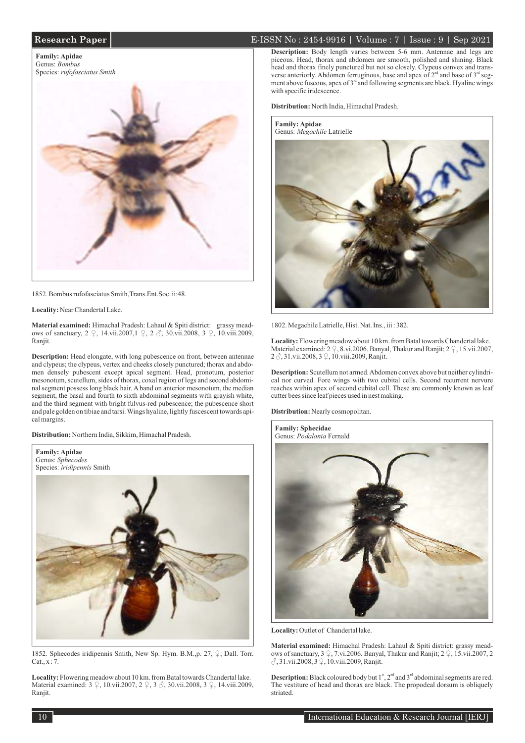**Family: Apidae**
Genus: *Bombus*
Species: *rufofasciatus Smith*

1852. Bombus rufofasciatus Smith,Trans.Ent.Soc. ii:48.

**Locality:** Near Chandertal Lake.

**Material examined:** Himachal Pradesh: Lahaul & Spiti district: grassy meadows of sanctuary, 2 ♀, 14.vii.2007,1 ♀, 2 ♂, 30.vii.2008, 3 ♀, 10.viii.2009, Ranjit.

**Description:** Head elongate, with long pubescence on front, between antennae and clypeus; the clypeus, vertex and cheeks closely punctured; thorax and abdomen densely pubescent except apical segment. Head, pronotum, posterior mesonotum, scutellum, sides of thorax, coxal region of legs and second abdominal segment possess long black hair. A band on anterior mesonotum, the median segment, the basal and fourth to sixth abdominal segments with grayish white, and the third segment with bright fulvus-red pubescence; the pubescence short and pale golden on tibiae and tarsi. Wings hyaline, lightly fuscescent towards apical margins.

**Distribution:** Northern India, Sikkim, Himachal Pradesh.

**Family: Apidae**
Genus: *Sphecodes*
Species: *iridipennis* Smith

1852. Sphecodes iridipennis Smith, New Sp. Hym. B.M.,p. 27, ♀; Dall. Torr. Cat., x : 7.

**Locality:** Flowering meadow about 10 km. from Batal towards Chandertal lake. Material examined: 3 ♀, 10.vii.2007, 2 ♀, 3 ♂, 30.vii.2008, 3 ♀, 14.viii.2009, Ranjit.

**Description:** Body length varies between 5-6 mm. Antennae and legs are piceous. Head, thorax and abdomen are smooth, polished and shining. Black head and thorax finely punctured but not so closely. Clypeus convex and transverse anteriorly. Abdomen ferruginous, base and apex of 2nd and base of 3rd segment above fuscous, apex of 3rd and following segments are black. Hyaline wings with specific iridescence.

**Distribution:** North India, Himachal Pradesh.

**Family: Apidae**
Genus: *Megachile* Latrielle

1802. Megachile Latrielle, Hist. Nat. Ins., iii : 382.

**Locality:** Flowering meadow about 10 km. from Batal towards Chandertal lake. Material examined: 2 ♀, 8.vi.2006. Banyal, Thakur and Ranjit; 2 ♀, 15.vii.2007, 2 ♂, 31.vii.2008, 3 ♀, 10.viii.2009, Ranjit.

**Description:** Scutellum not armed. Abdomen convex above but neither cylindrical nor curved. Fore wings with two cubital cells. Second recurrent nervure reaches within apex of second cubital cell. These are commonly known as leaf cutter bees since leaf pieces used in nest making.

**Distribution:** Nearly cosmopolitan.

**Family: Sphecidae**
Genus: *Podalonia* Fernald

**Locality:** Outlet of Chandertal lake.

**Material examined:** Himachal Pradesh: Lahaul & Spiti district: grassy meadows of sanctuary, 3 ♀, 7.vi.2006. Banyal, Thakur and Ranjit; 2 ♀, 15.vii.2007, 2 ♂, 31.vii.2008, 3 ♀, 10.viii.2009, Ranjit.

**Description:** Black coloured body but 1st, 2nd and 3rd abdominal segments are red. The vestiture of head and thorax are black. The propodeal dorsum is obliquely striated.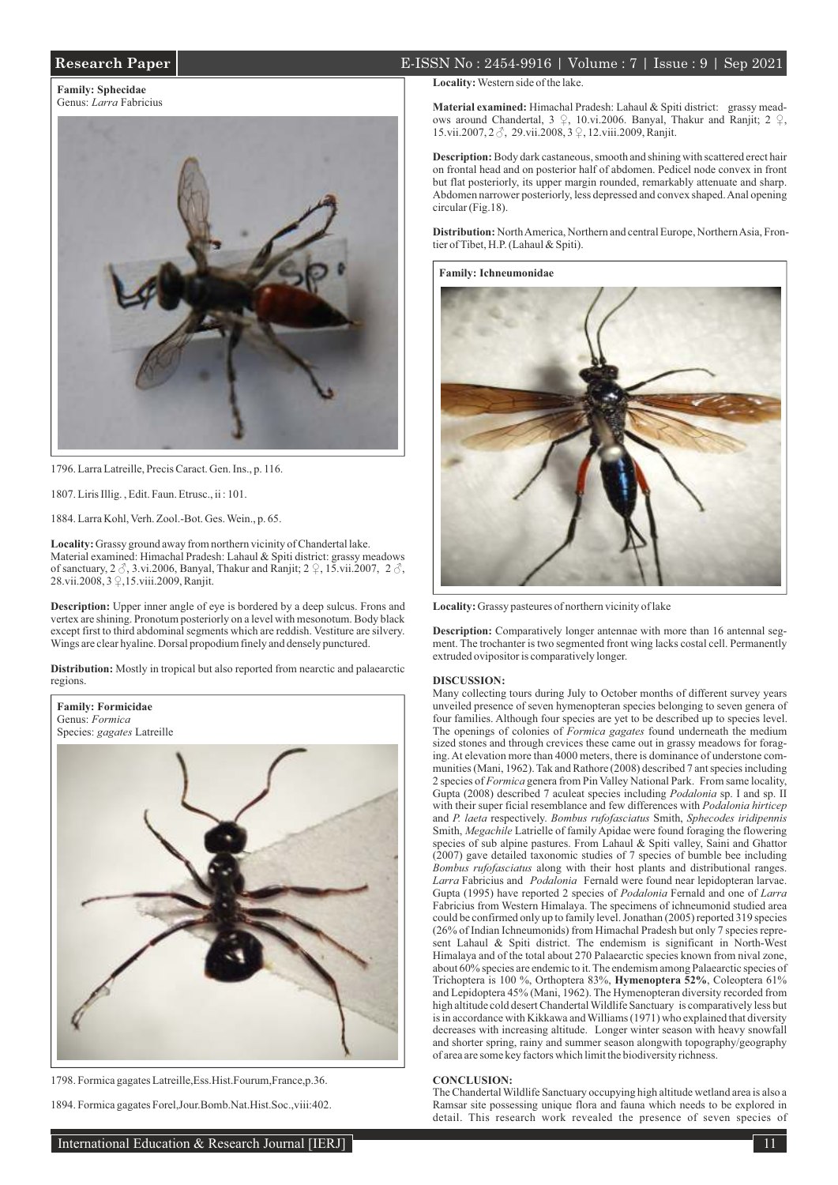**Family: Sphecidae**
Genus: *Larra* Fabricius

1796. Larra Latreille, Precis Caract. Gen. Ins., p. 116.

1807. Liris Illig. , Edit. Faun. Etrusc., ii : 101.

1884. Larra Kohl, Verh. Zool.-Bot. Ges. Wein., p. 65.

**Locality:** Grassy ground away from northern vicinity of Chandertal lake.
Material examined: Himachal Pradesh: Lahaul & Spiti district: grassy meadows of sanctuary, 2 ♂, 3.vi.2006, Banyal, Thakur and Ranjit; 2 ♀, 15.vii.2007, 2 ♂, 28.vii.2008, 3 ♀,15.viii.2009, Ranjit.

**Description:** Upper inner angle of eye is bordered by a deep sulcus. Frons and vertex are shining. Pronotum posteriorly on a level with mesonotum. Body black except first to third abdominal segments which are reddish. Vestiture are silvery. Wings are clear hyaline. Dorsal propodium finely and densely punctured.

**Distribution:** Mostly in tropical but also reported from nearctic and palaearctic regions.

**Family: Formicidae**
Genus: *Formica*
Species: *gagates* Latreille

1798. Formica gagates Latreille,Ess.Hist.Fourum,France,p.36.

1894. Formica gagates Forel,Jour.Bomb.Nat.Hist.Soc.,viii:402.

**Locality:** Western side of the lake.

**Material examined:** Himachal Pradesh: Lahaul & Spiti district: grassy meadows around Chandertal, 3 ♀, 10.vi.2006. Banyal, Thakur and Ranjit; 2 ♀, 15.vii.2007, 2 ♂, 29.vii.2008, 3 ♀, 12.viii.2009, Ranjit.

**Description:** Body dark castaneous, smooth and shining with scattered erect hair on frontal head and on posterior half of abdomen. Pedicel node convex in front but flat posteriorly, its upper margin rounded, remarkably attenuate and sharp. Abdomen narrower posteriorly, less depressed and convex shaped. Anal opening circular (Fig.18).

**Distribution:** North America, Northern and central Europe, Northern Asia, Frontier of Tibet, H.P. (Lahaul & Spiti).

**Family: Ichneumonidae**

**Locality:** Grassy pasteures of northern vicinity of lake

**Description:** Comparatively longer antennae with more than 16 antennal segment. The trochanter is two segmented front wing lacks costal cell. Permanently extruded ovipositor is comparatively longer.

## DISCUSSION:

Many collecting tours during July to October months of different survey years unveiled presence of seven hymenopteran species belonging to seven genera of four families. Although four species are yet to be described up to species level. The openings of colonies of *Formica gagates* found underneath the medium sized stones and through crevices these came out in grassy meadows for foraging. At elevation more than 4000 meters, there is dominance of understone communities (Mani, 1962). Tak and Rathore (2008) described 7 ant species including 2 species of *Formica* genera from Pin Valley National Park. From same locality, Gupta (2008) described 7 aculeat species including *Podalonia* sp. I and sp. II with their super ficial resemblance and few differences with *Podalonia hirticep* and *P. laeta* respectively. *Bombus rufofasciatus* Smith, *Sphecodes iridipennis* Smith, *Megachile* Latrielle of family Apidae were found foraging the flowering species of sub alpine pastures. From Lahaul & Spiti valley, Saini and Ghattor (2007) gave detailed taxonomic studies of 7 species of bumble bee including *Bombus rufofasciatus* along with their host plants and distributional ranges. *Larra* Fabricius and *Podalonia* Fernald were found near lepidopteran larvae. Gupta (1995) have reported 2 species of *Podalonia* Fernald and one of *Larra* Fabricius from Western Himalaya. The specimens of ichneumonid studied area could be confirmed only up to family level. Jonathan (2005) reported 319 species (26% of Indian Ichneumonids) from Himachal Pradesh but only 7 species represent Lahaul & Spiti district. The endemism is significant in North-West Himalaya and of the total about 270 Palaearctic species known from nival zone, about 60% species are endemic to it. The endemism among Palaearctic species of Trichoptera is 100 %, Orthoptera 83%, **Hymenoptera 52%**, Coleoptera 61% and Lepidoptera 45% (Mani, 1962). The Hymenopteran diversity recorded from high altitude cold desert Chandertal Wildlife Sanctuary is comparatively less but is in accordance with Kikkawa and Williams (1971) who explained that diversity decreases with increasing altitude. Longer winter season with heavy snowfall and shorter spring, rainy and summer season alongwith topography/geography of area are some key factors which limit the biodiversity richness.

## CONCLUSION:

The Chandertal Wildlife Sanctuary occupying high altitude wetland area is also a Ramsar site possessing unique flora and fauna which needs to be explored in detail. This research work revealed the presence of seven species of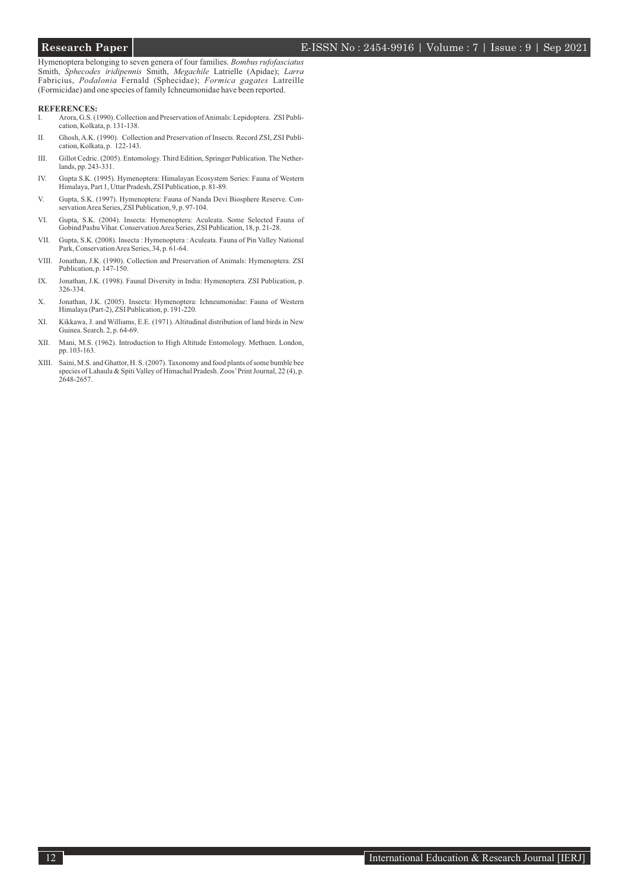Hymenoptera belonging to seven genera of four families. *Bombus rufofasciatus* Smith, *Sphecodes iridipennis* Smith, *Megachile* Latrielle (Apidae); *Larra* Fabricius, *Podalonia* Fernald (Sphecidae); *Formica gagates* Latreille (Formicidae) and one species of family Ichneumonidae have been reported.

**REFERENCES:**

I. Arora, G.S. (1990). Collection and Preservation of Animals: Lepidoptera. ZSI Publication, Kolkata, p. 131-138.

II. Ghosh, A.K. (1990). Collection and Preservation of Insects. Record ZSI, ZSI Publication, Kolkata, p. 122-143.

III. Gillot Cedric. (2005). Entomology. Third Edition, Springer Publication. The Netherlands, pp. 243-331.

IV. Gupta S.K. (1995). Hymenoptera: Himalayan Ecosystem Series: Fauna of Western Himalaya, Part 1, Uttar Pradesh, ZSI Publication, p. 81-89.

V. Gupta, S.K. (1997). Hymenoptera: Fauna of Nanda Devi Biosphere Reserve. Conservation Area Series, ZSI Publication, 9, p. 97-104.

VI. Gupta, S.K. (2004). Insecta: Hymenoptera: Aculeata. Some Selected Fauna of Gobind Pashu Vihar. Conservation Area Series, ZSI Publication, 18, p. 21-28.

VII. Gupta, S.K. (2008). Insecta : Hymenoptera : Aculeata. Fauna of Pin Valley National Park, Conservation Area Series, 34, p. 61-64.

VIII. Jonathan, J.K. (1990). Collection and Preservation of Animals: Hymenoptera. ZSI Publication, p. 147-150.

IX. Jonathan, J.K. (1998). Faunal Diversity in India: Hymenoptera. ZSI Publication, p. 326-334.

X. Jonathan, J.K. (2005). Insecta: Hymenoptera: Ichneumonidae: Fauna of Western Himalaya (Part-2), ZSI Publication, p. 191-220.

XI. Kikkawa, J. and Williams, E.E. (1971). Altitudinal distribution of land birds in New Guinea. Search. 2, p. 64-69.

XII. Mani, M.S. (1962). Introduction to High Altitude Entomology. Methuen. London, pp. 103-163.

XIII. Saini, M.S. and Ghattor, H. S. (2007). Taxonomy and food plants of some bumble bee species of Lahaula & Spiti Valley of Himachal Pradesh. Zoos' Print Journal, 22 (4), p. 2648-2657.